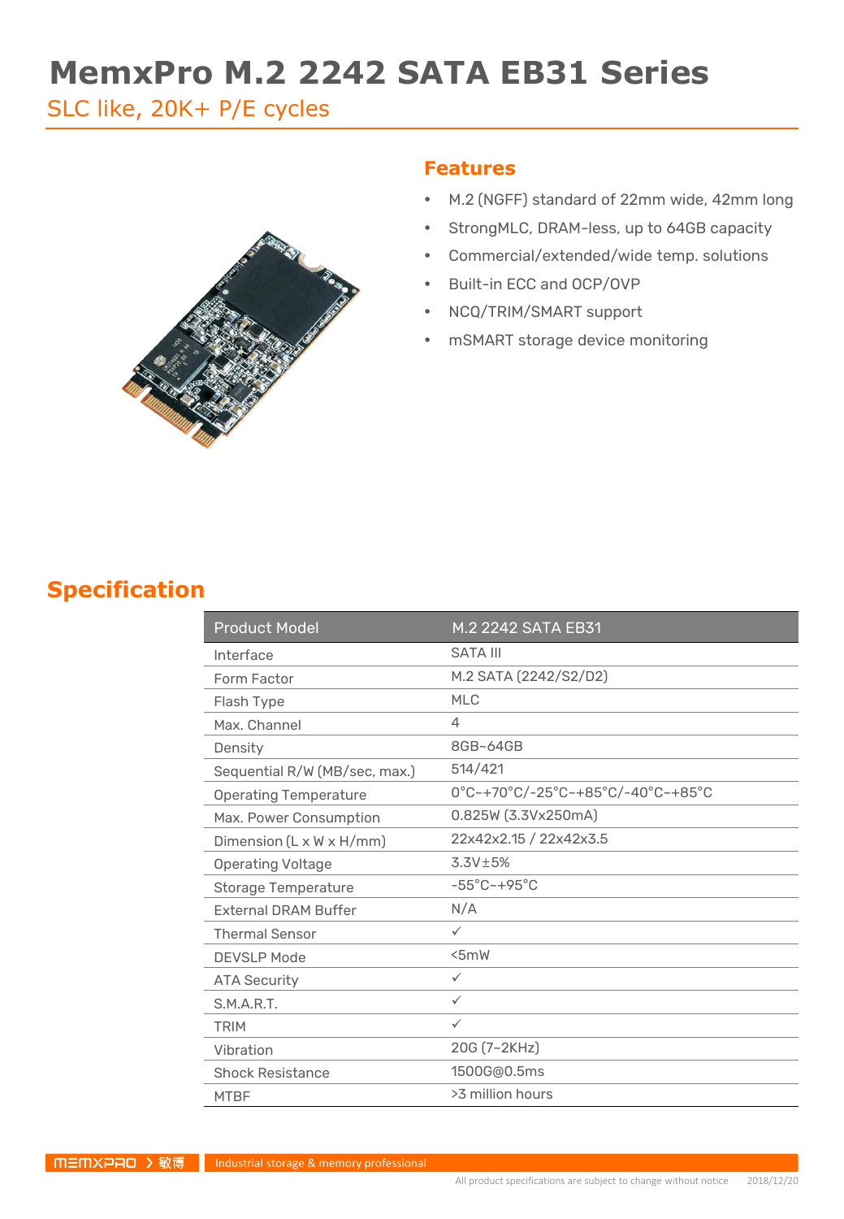# MemxPro M.2 2242 SATA EB31 Series

SLC like, 20K+ P/E cycles

## Features

- M.2 (NGFF) standard of 22mm wide, 42mm long
- StrongMLC, DRAM-less, up to 64GB capacity
- Commercial/extended/wide temp. solutions
- Built-in ECC and OCP/OVP
- NCQ/TRIM/SMART support
- mSMART storage device monitoring

## Specification

| Product Model | M.2 2242 SATA EB31 |
|---|---|
| Interface | SATA III |
| Form Factor | M.2 SATA (2242/S2/D2) |
| Flash Type | MLC |
| Max. Channel | 4 |
| Density | 8GB~64GB |
| Sequential R/W (MB/sec, max.) | 514/421 |
| Operating Temperature | 0°C~+70°C/-25°C~+85°C/-40°C~+85°C |
| Max. Power Consumption | 0.825W (3.3Vx250mA) |
| Dimension (L x W x H/mm) | 22x42x2.15 / 22x42x3.5 |
| Operating Voltage | 3.3V±5% |
| Storage Temperature | -55°C~+95°C |
| External DRAM Buffer | N/A |
| Thermal Sensor | ✓ |
| DEVSLP Mode | <5mW |
| ATA Security | ✓ |
| S.M.A.R.T. | ✓ |
| TRIM | ✓ |
| Vibration | 20G (7~2KHz) |
| Shock Resistance | 1500G@0.5ms |
| MTBF | >3 million hours |

MEMXPRO 敏博 Industrial storage & memory professional

All product specifications are subject to change without notice 2018/12/20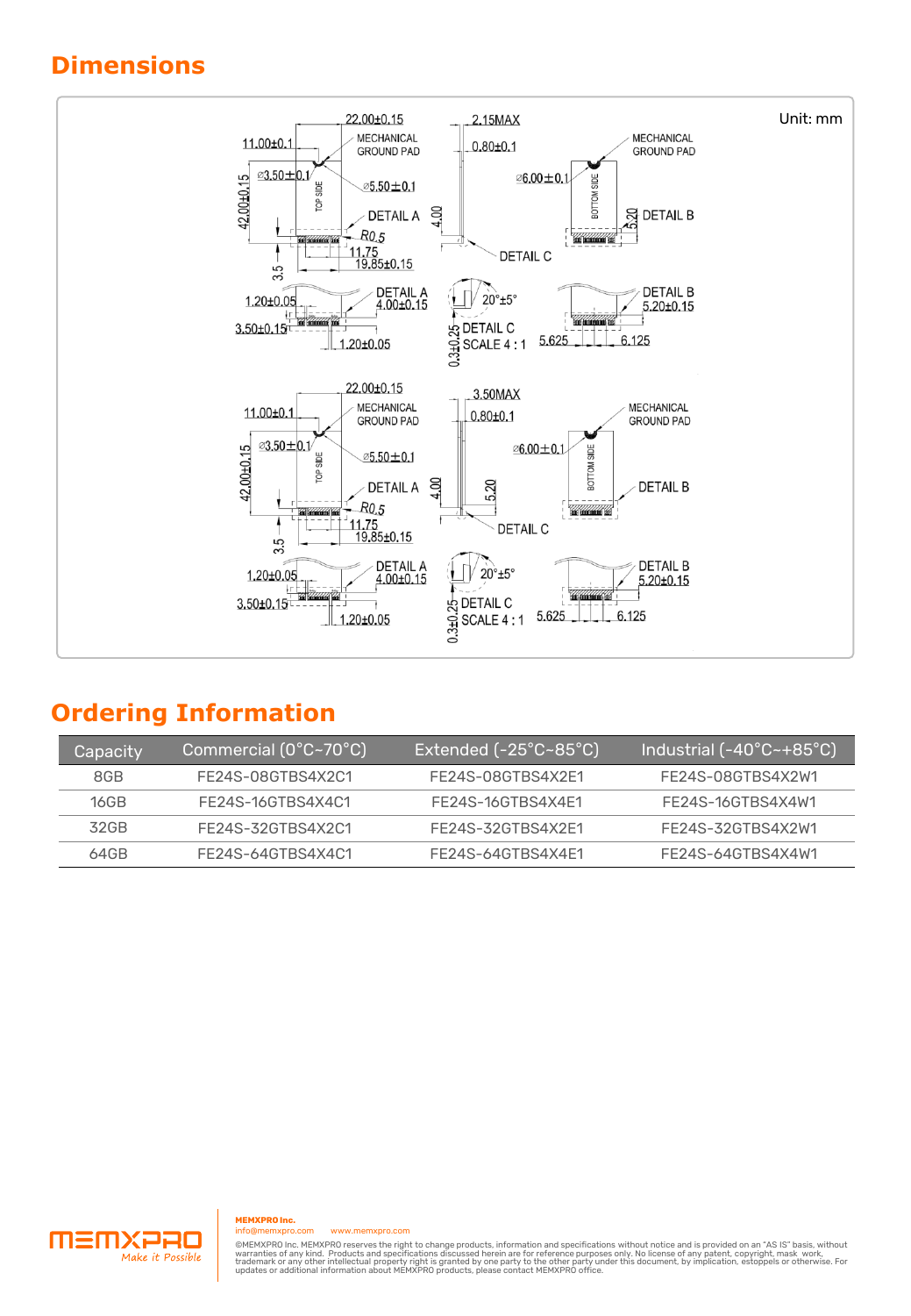## Dimensions

Unit: mm

22.00±0.15
11.00±0.1
MECHANICAL GROUND PAD
⌀3.50±0.1
⌀5.50±0.1
42.00±0.15
TOP SIDE
DETAIL A
R0.5
11.75
19.85±0.15
3.5
2.15MAX
0.80±0.1
4.00
DETAIL C
⌀6.00±0.1
BOTTOM SIDE
5.20
DETAIL B
1.20±0.05
DETAIL A
4.00±0.15
3.50±0.15
1.20±0.05
20°±5°
DETAIL C
SCALE 4 : 1
0.3±0.25
DETAIL B
5.20±0.15
5.625
6.125

22.00±0.15
11.00±0.1
MECHANICAL GROUND PAD
⌀3.50±0.1
⌀5.50±0.1
42.00±0.15
TOP SIDE
DETAIL A
R0.5
11.75
19.85±0.15
3.5
3.50MAX
0.80±0.1
4.00
5.20
DETAIL C
⌀6.00±0.1
BOTTOM SIDE
DETAIL B
1.20±0.05
DETAIL A
4.00±0.15
3.50±0.15
1.20±0.05
20°±5°
DETAIL C
SCALE 4 : 1
0.3±0.25
DETAIL B
5.20±0.15
5.625
6.125

## Ordering Information

| Capacity | Commercial (0°C~70°C) | Extended (-25°C~85°C) | Industrial (-40°C~+85°C) |
|---|---|---|---|
| 8GB | FE24S-08GTBS4X2C1 | FE24S-08GTBS4X2E1 | FE24S-08GTBS4X2W1 |
| 16GB | FE24S-16GTBS4X4C1 | FE24S-16GTBS4X4E1 | FE24S-16GTBS4X4W1 |
| 32GB | FE24S-32GTBS4X2C1 | FE24S-32GTBS4X2E1 | FE24S-32GTBS4X2W1 |
| 64GB | FE24S-64GTBS4X4C1 | FE24S-64GTBS4X4E1 | FE24S-64GTBS4X4W1 |

MEMXPRO Make it Possible

**MEMXPRO Inc.**
info@memxpro.com www.memxpro.com

©MEMXPRO Inc. MEMXPRO reserves the right to change products, information and specifications without notice and is provided on an "AS IS" basis, without warranties of any kind. Products and specifications discussed herein are for reference purposes only. No license of any patent, copyright, mask work, trademark or any other intellectual property right is granted by one party to the other party under this document, by implication, estoppels or otherwise. For updates or additional information about MEMXPRO products, please contact MEMXPRO office.